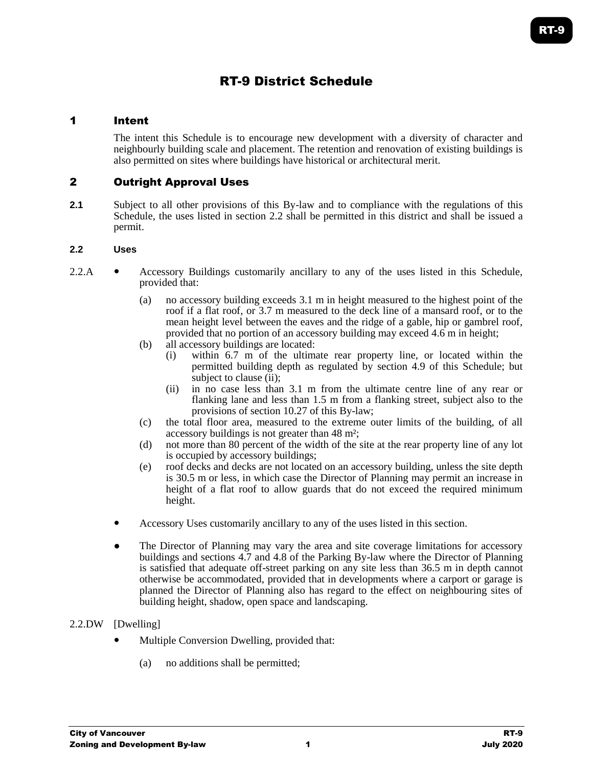# RT-9 District Schedule

## 1 Intent

The intent this Schedule is to encourage new development with a diversity of character and neighbourly building scale and placement. The retention and renovation of existing buildings is also permitted on sites where buildings have historical or architectural merit.

## 2 Outright Approval Uses

**2.1** Subject to all other provisions of this By-law and to compliance with the regulations of this Schedule, the uses listed in section 2.2 shall be permitted in this district and shall be issued a permit.

### 2.2 Uses

2.2.A

- Accessory Buildings customarily ancillary to any of the uses listed in this Schedule, provided that:
  - (a) no accessory building exceeds 3.1 m in height measured to the highest point of the roof if a flat roof, or 3.7 m measured to the deck line of a mansard roof, or to the mean height level between the eaves and the ridge of a gable, hip or gambrel roof, provided that no portion of an accessory building may exceed 4.6 m in height;
  - (b) all accessory buildings are located:
    - (i) within 6.7 m of the ultimate rear property line, or located within the permitted building depth as regulated by section 4.9 of this Schedule; but subject to clause (ii);
    - (ii) in no case less than 3.1 m from the ultimate centre line of any rear or flanking lane and less than 1.5 m from a flanking street, subject also to the provisions of section 10.27 of this By-law;
  - (c) the total floor area, measured to the extreme outer limits of the building, of all accessory buildings is not greater than 48 m²;
  - (d) not more than 80 percent of the width of the site at the rear property line of any lot is occupied by accessory buildings;
  - (e) roof decks and decks are not located on an accessory building, unless the site depth is 30.5 m or less, in which case the Director of Planning may permit an increase in height of a flat roof to allow guards that do not exceed the required minimum height.
- Accessory Uses customarily ancillary to any of the uses listed in this section.
- The Director of Planning may vary the area and site coverage limitations for accessory buildings and sections 4.7 and 4.8 of the Parking By-law where the Director of Planning is satisfied that adequate off-street parking on any site less than 36.5 m in depth cannot otherwise be accommodated, provided that in developments where a carport or garage is planned the Director of Planning also has regard to the effect on neighbouring sites of building height, shadow, open space and landscaping.

2.2.DW [Dwelling]

- Multiple Conversion Dwelling, provided that:
  - (a) no additions shall be permitted;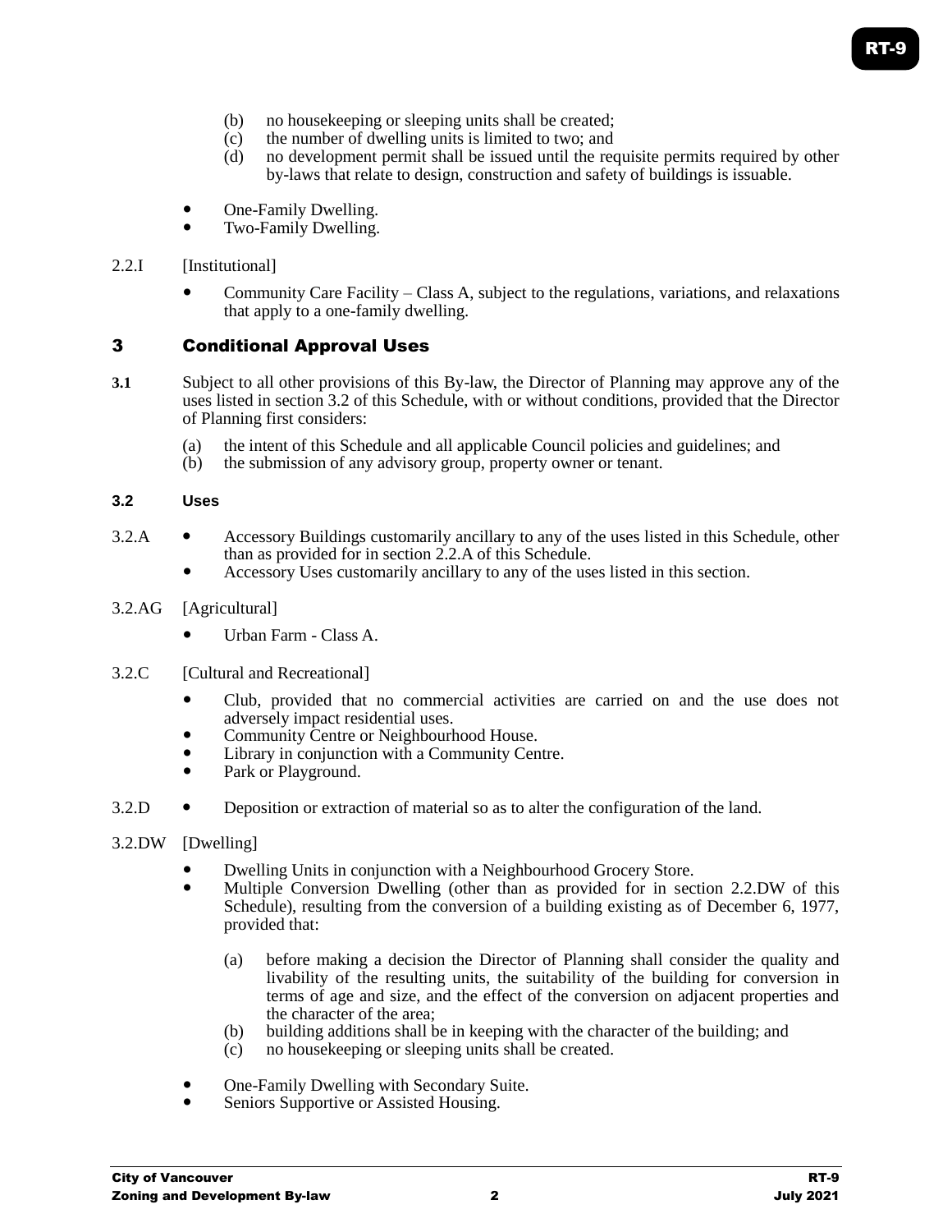- (b) no housekeeping or sleeping units shall be created;
- (c) the number of dwelling units is limited to two; and
- (d) no development permit shall be issued until the requisite permits required by other by-laws that relate to design, construction and safety of buildings is issuable.

- One-Family Dwelling.
- Two-Family Dwelling.

2.2.I [Institutional]

- Community Care Facility – Class A, subject to the regulations, variations, and relaxations that apply to a one-family dwelling.

## 3 Conditional Approval Uses

**3.1** Subject to all other provisions of this By-law, the Director of Planning may approve any of the uses listed in section 3.2 of this Schedule, with or without conditions, provided that the Director of Planning first considers:

- (a) the intent of this Schedule and all applicable Council policies and guidelines; and
- (b) the submission of any advisory group, property owner or tenant.

### 3.2 Uses

3.2.A
- Accessory Buildings customarily ancillary to any of the uses listed in this Schedule, other than as provided for in section 2.2.A of this Schedule.
- Accessory Uses customarily ancillary to any of the uses listed in this section.

3.2.AG [Agricultural]

- Urban Farm - Class A.

3.2.C [Cultural and Recreational]

- Club, provided that no commercial activities are carried on and the use does not adversely impact residential uses.
- Community Centre or Neighbourhood House.
- Library in conjunction with a Community Centre.
- Park or Playground.

3.2.D
- Deposition or extraction of material so as to alter the configuration of the land.

3.2.DW [Dwelling]

- Dwelling Units in conjunction with a Neighbourhood Grocery Store.
- Multiple Conversion Dwelling (other than as provided for in section 2.2.DW of this Schedule), resulting from the conversion of a building existing as of December 6, 1977, provided that:
  - (a) before making a decision the Director of Planning shall consider the quality and livability of the resulting units, the suitability of the building for conversion in terms of age and size, and the effect of the conversion on adjacent properties and the character of the area;
  - (b) building additions shall be in keeping with the character of the building; and
  - (c) no housekeeping or sleeping units shall be created.

- One-Family Dwelling with Secondary Suite.
- Seniors Supportive or Assisted Housing.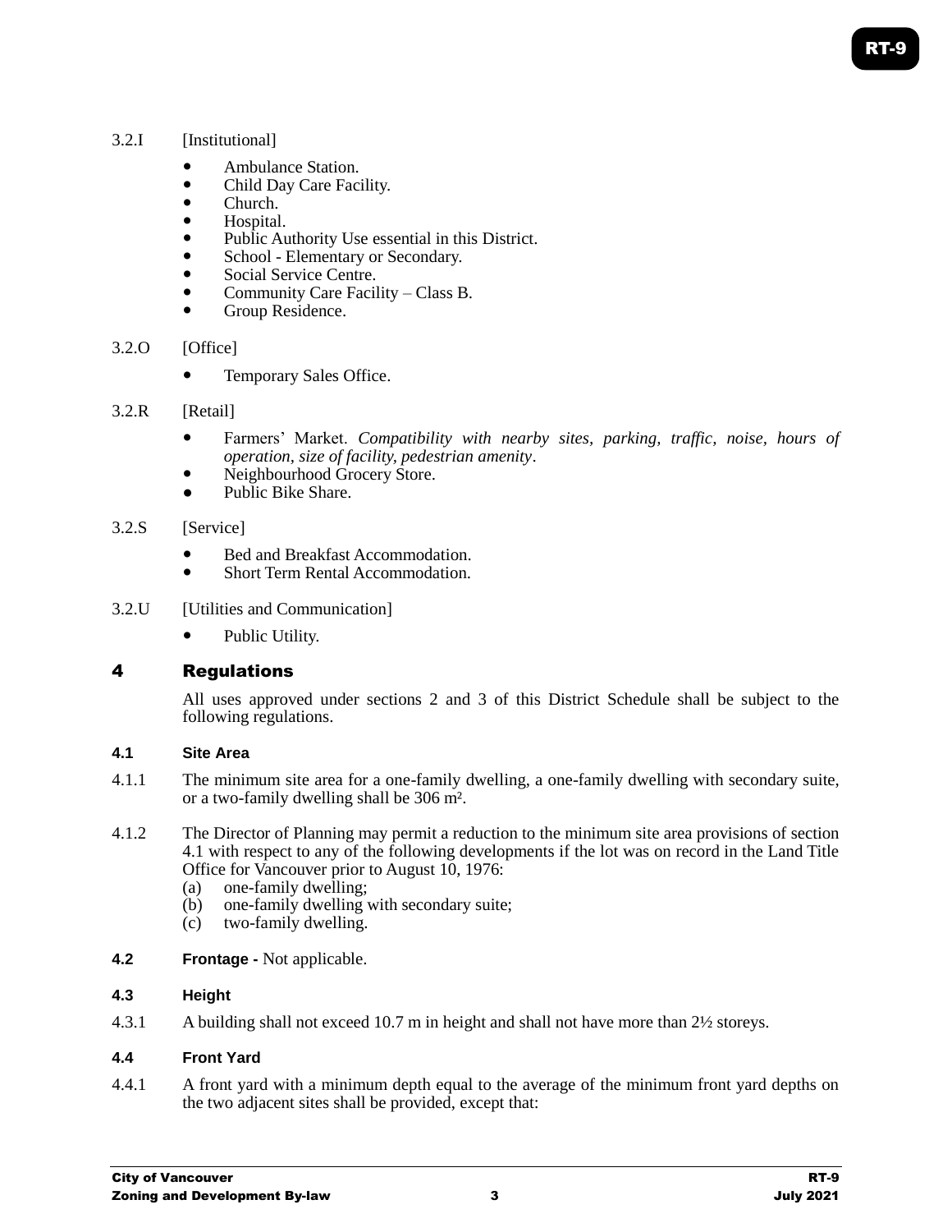3.2.I [Institutional]

- Ambulance Station.
- Child Day Care Facility.
- Church.
- Hospital.
- Public Authority Use essential in this District.
- School - Elementary or Secondary.
- Social Service Centre.
- Community Care Facility – Class B.
- Group Residence.

3.2.O [Office]

- Temporary Sales Office.

3.2.R [Retail]

- Farmers' Market. *Compatibility with nearby sites, parking, traffic, noise, hours of operation, size of facility, pedestrian amenity*.
- Neighbourhood Grocery Store.
- Public Bike Share.

3.2.S [Service]

- Bed and Breakfast Accommodation.
- Short Term Rental Accommodation.

3.2.U [Utilities and Communication]

- Public Utility.

# 4 Regulations

All uses approved under sections 2 and 3 of this District Schedule shall be subject to the following regulations.

### 4.1 Site Area

4.1.1 The minimum site area for a one-family dwelling, a one-family dwelling with secondary suite, or a two-family dwelling shall be 306 m².

4.1.2 The Director of Planning may permit a reduction to the minimum site area provisions of section 4.1 with respect to any of the following developments if the lot was on record in the Land Title Office for Vancouver prior to August 10, 1976:
(a) one-family dwelling;
(b) one-family dwelling with secondary suite;
(c) two-family dwelling.

### 4.2 Frontage - Not applicable.

### 4.3 Height

4.3.1 A building shall not exceed 10.7 m in height and shall not have more than 2½ storeys.

### 4.4 Front Yard

4.4.1 A front yard with a minimum depth equal to the average of the minimum front yard depths on the two adjacent sites shall be provided, except that: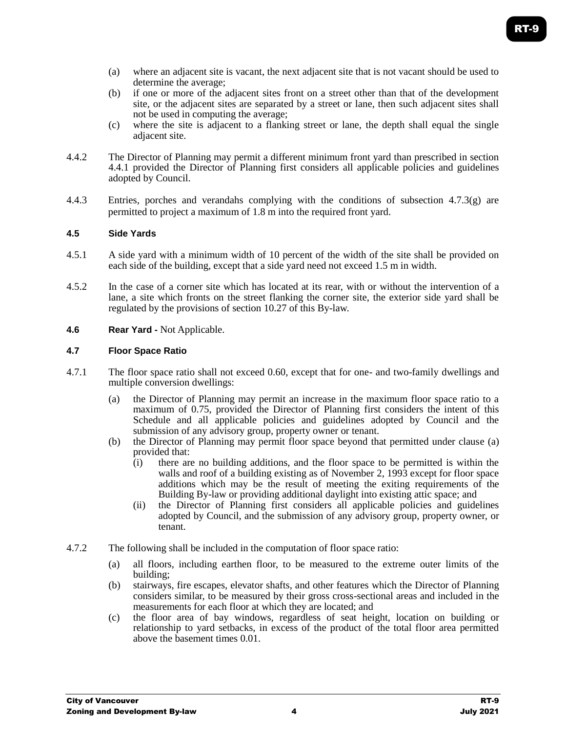(a) where an adjacent site is vacant, the next adjacent site that is not vacant should be used to determine the average;

(b) if one or more of the adjacent sites front on a street other than that of the development site, or the adjacent sites are separated by a street or lane, then such adjacent sites shall not be used in computing the average;

(c) where the site is adjacent to a flanking street or lane, the depth shall equal the single adjacent site.

4.4.2 The Director of Planning may permit a different minimum front yard than prescribed in section 4.4.1 provided the Director of Planning first considers all applicable policies and guidelines adopted by Council.

4.4.3 Entries, porches and verandahs complying with the conditions of subsection 4.7.3(g) are permitted to project a maximum of 1.8 m into the required front yard.

#### 4.5 Side Yards

4.5.1 A side yard with a minimum width of 10 percent of the width of the site shall be provided on each side of the building, except that a side yard need not exceed 1.5 m in width.

4.5.2 In the case of a corner site which has located at its rear, with or without the intervention of a lane, a site which fronts on the street flanking the corner site, the exterior side yard shall be regulated by the provisions of section 10.27 of this By-law.

#### 4.6 Rear Yard - Not Applicable.

#### 4.7 Floor Space Ratio

4.7.1 The floor space ratio shall not exceed 0.60, except that for one- and two-family dwellings and multiple conversion dwellings:

(a) the Director of Planning may permit an increase in the maximum floor space ratio to a maximum of 0.75, provided the Director of Planning first considers the intent of this Schedule and all applicable policies and guidelines adopted by Council and the submission of any advisory group, property owner or tenant.

(b) the Director of Planning may permit floor space beyond that permitted under clause (a) provided that:

(i) there are no building additions, and the floor space to be permitted is within the walls and roof of a building existing as of November 2, 1993 except for floor space additions which may be the result of meeting the exiting requirements of the Building By-law or providing additional daylight into existing attic space; and

(ii) the Director of Planning first considers all applicable policies and guidelines adopted by Council, and the submission of any advisory group, property owner, or tenant.

4.7.2 The following shall be included in the computation of floor space ratio:

(a) all floors, including earthen floor, to be measured to the extreme outer limits of the building;

(b) stairways, fire escapes, elevator shafts, and other features which the Director of Planning considers similar, to be measured by their gross cross-sectional areas and included in the measurements for each floor at which they are located; and

(c) the floor area of bay windows, regardless of seat height, location on building or relationship to yard setbacks, in excess of the product of the total floor area permitted above the basement times 0.01.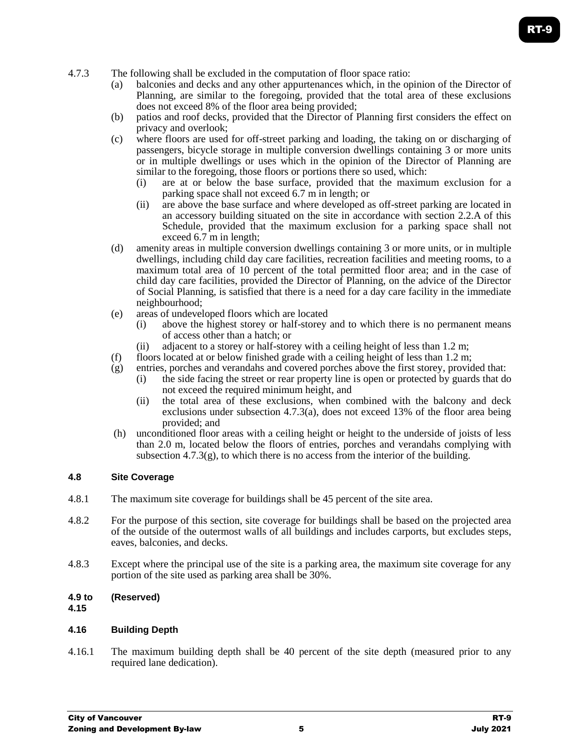4.7.3 The following shall be excluded in the computation of floor space ratio:

- (a) balconies and decks and any other appurtenances which, in the opinion of the Director of Planning, are similar to the foregoing, provided that the total area of these exclusions does not exceed 8% of the floor area being provided;
- (b) patios and roof decks, provided that the Director of Planning first considers the effect on privacy and overlook;
- (c) where floors are used for off-street parking and loading, the taking on or discharging of passengers, bicycle storage in multiple conversion dwellings containing 3 or more units or in multiple dwellings or uses which in the opinion of the Director of Planning are similar to the foregoing, those floors or portions there so used, which:
  - (i) are at or below the base surface, provided that the maximum exclusion for a parking space shall not exceed 6.7 m in length; or
  - (ii) are above the base surface and where developed as off-street parking are located in an accessory building situated on the site in accordance with section 2.2.A of this Schedule, provided that the maximum exclusion for a parking space shall not exceed 6.7 m in length;
- (d) amenity areas in multiple conversion dwellings containing 3 or more units, or in multiple dwellings, including child day care facilities, recreation facilities and meeting rooms, to a maximum total area of 10 percent of the total permitted floor area; and in the case of child day care facilities, provided the Director of Planning, on the advice of the Director of Social Planning, is satisfied that there is a need for a day care facility in the immediate neighbourhood;
- (e) areas of undeveloped floors which are located
  - (i) above the highest storey or half-storey and to which there is no permanent means of access other than a hatch; or
  - (ii) adjacent to a storey or half-storey with a ceiling height of less than 1.2 m;
- (f) floors located at or below finished grade with a ceiling height of less than 1.2 m;
- (g) entries, porches and verandahs and covered porches above the first storey, provided that:
  - (i) the side facing the street or rear property line is open or protected by guards that do not exceed the required minimum height, and
  - (ii) the total area of these exclusions, when combined with the balcony and deck exclusions under subsection 4.7.3(a), does not exceed 13% of the floor area being provided; and
- (h) unconditioned floor areas with a ceiling height or height to the underside of joists of less than 2.0 m, located below the floors of entries, porches and verandahs complying with subsection 4.7.3(g), to which there is no access from the interior of the building.

### 4.8 Site Coverage

4.8.1 The maximum site coverage for buildings shall be 45 percent of the site area.

4.8.2 For the purpose of this section, site coverage for buildings shall be based on the projected area of the outside of the outermost walls of all buildings and includes carports, but excludes steps, eaves, balconies, and decks.

4.8.3 Except where the principal use of the site is a parking area, the maximum site coverage for any portion of the site used as parking area shall be 30%.

### 4.9 to 4.15 (Reserved)

### 4.16 Building Depth

4.16.1 The maximum building depth shall be 40 percent of the site depth (measured prior to any required lane dedication).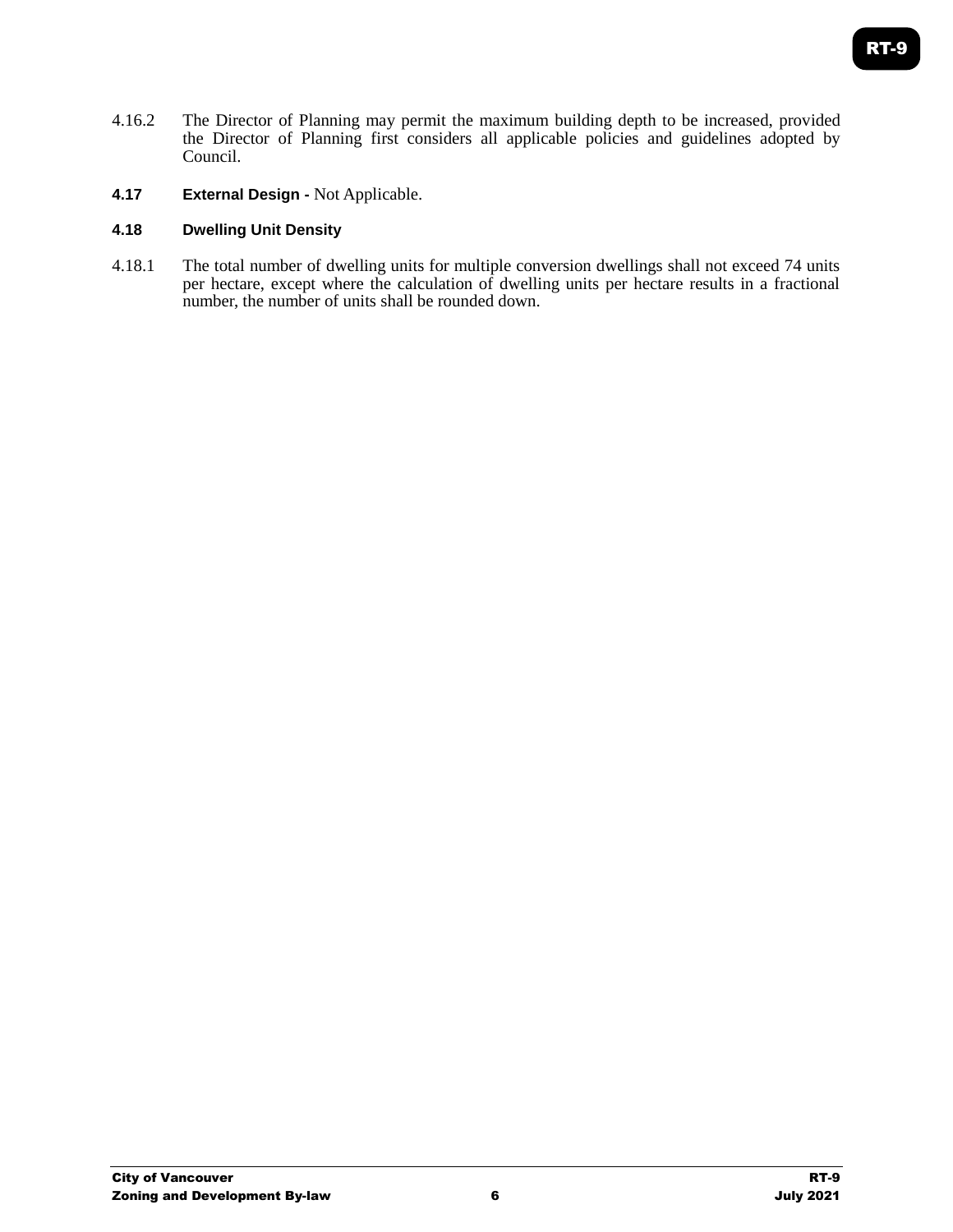4.16.2 The Director of Planning may permit the maximum building depth to be increased, provided the Director of Planning first considers all applicable policies and guidelines adopted by Council.

**4.17 External Design -** Not Applicable.

**4.18 Dwelling Unit Density**

4.18.1 The total number of dwelling units for multiple conversion dwellings shall not exceed 74 units per hectare, except where the calculation of dwelling units per hectare results in a fractional number, the number of units shall be rounded down.